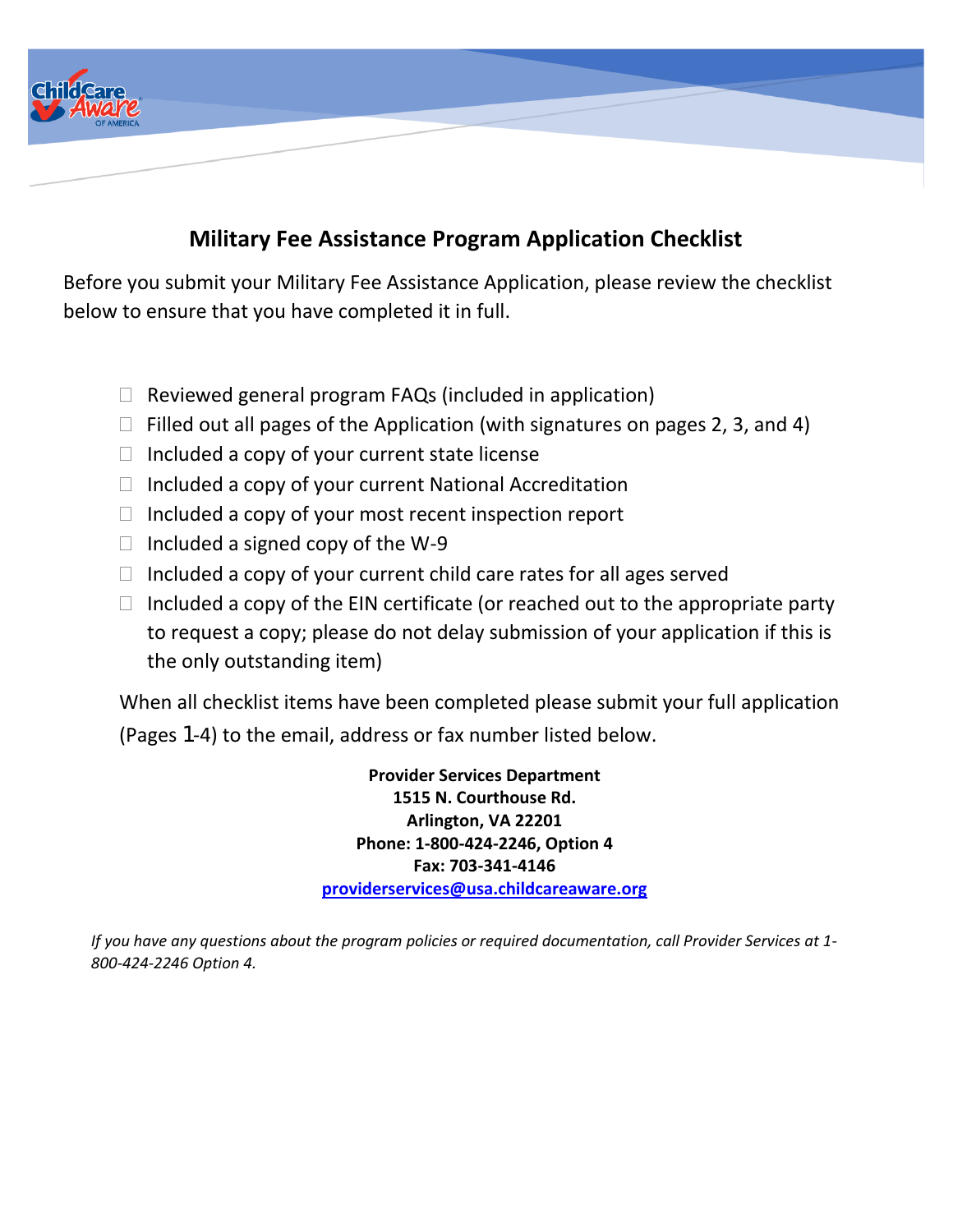# Military Fee Assistance Program Application Checklist

Before you submit your Military Fee Assistance Application, please review the checklist below to ensure that you have completed it in full.

- ☐ Reviewed general program FAQs (included in application)
- ☐ Filled out all pages of the Application (with signatures on pages 2, 3, and 4)
- ☐ Included a copy of your current state license
- ☐ Included a copy of your current National Accreditation
- ☐ Included a copy of your most recent inspection report
- ☐ Included a signed copy of the W-9
- ☐ Included a copy of your current child care rates for all ages served
- ☐ Included a copy of the EIN certificate (or reached out to the appropriate party to request a copy; please do not delay submission of your application if this is the only outstanding item)

When all checklist items have been completed please submit your full application (Pages 1-4) to the email, address or fax number listed below.

**Provider Services Department**
**1515 N. Courthouse Rd.**
**Arlington, VA 22201**
**Phone: 1-800-424-2246, Option 4**
**Fax: 703-341-4146**
**providerservices@usa.childcareaware.org**

*If you have any questions about the program policies or required documentation, call Provider Services at 1-800-424-2246 Option 4.*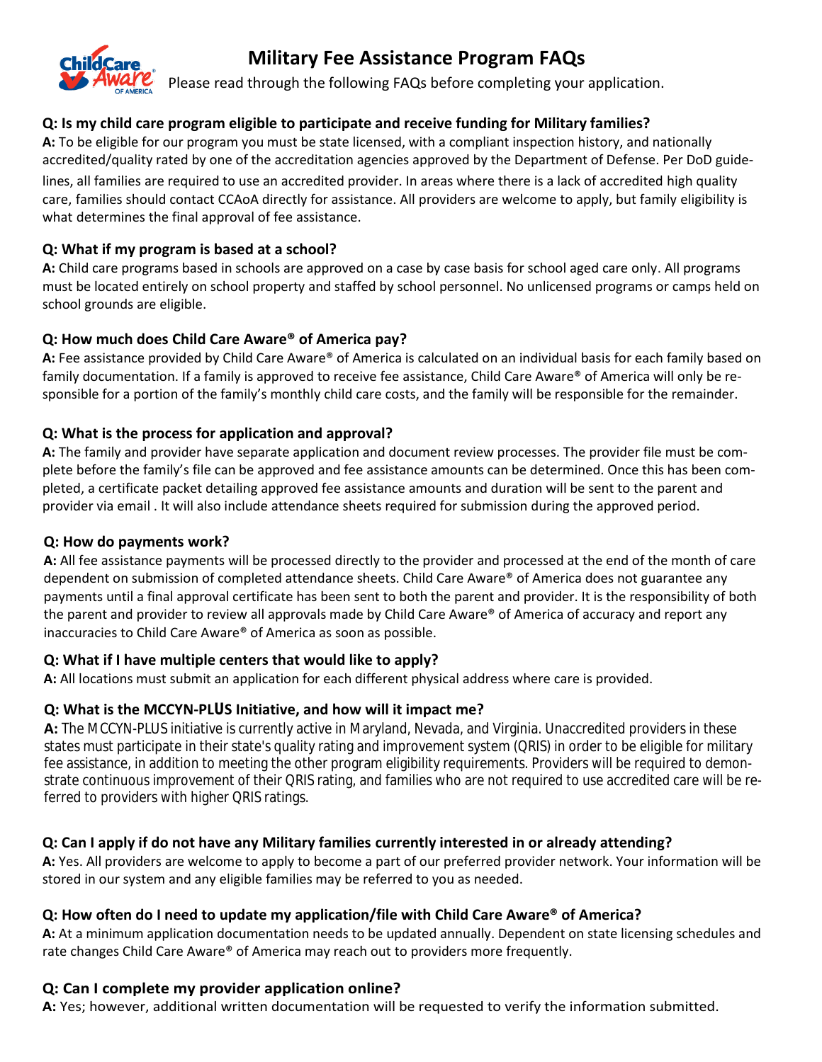# Military Fee Assistance Program FAQs

Please read through the following FAQs before completing your application.

### Q: Is my child care program eligible to participate and receive funding for Military families?

**A:** To be eligible for our program you must be state licensed, with a compliant inspection history, and nationally accredited/quality rated by one of the accreditation agencies approved by the Department of Defense. Per DoD guidelines, all families are required to use an accredited provider. In areas where there is a lack of accredited high quality care, families should contact CCAoA directly for assistance. All providers are welcome to apply, but family eligibility is what determines the final approval of fee assistance.

### Q: What if my program is based at a school?

**A:** Child care programs based in schools are approved on a case by case basis for school aged care only. All programs must be located entirely on school property and staffed by school personnel. No unlicensed programs or camps held on school grounds are eligible.

### Q: How much does Child Care Aware® of America pay?

**A:** Fee assistance provided by Child Care Aware® of America is calculated on an individual basis for each family based on family documentation. If a family is approved to receive fee assistance, Child Care Aware® of America will only be responsible for a portion of the family's monthly child care costs, and the family will be responsible for the remainder.

### Q: What is the process for application and approval?

**A:** The family and provider have separate application and document review processes. The provider file must be complete before the family's file can be approved and fee assistance amounts can be determined. Once this has been completed, a certificate packet detailing approved fee assistance amounts and duration will be sent to the parent and provider via email . It will also include attendance sheets required for submission during the approved period.

### Q: How do payments work?

**A:** All fee assistance payments will be processed directly to the provider and processed at the end of the month of care dependent on submission of completed attendance sheets. Child Care Aware® of America does not guarantee any payments until a final approval certificate has been sent to both the parent and provider. It is the responsibility of both the parent and provider to review all approvals made by Child Care Aware® of America of accuracy and report any inaccuracies to Child Care Aware® of America as soon as possible.

### Q: What if I have multiple centers that would like to apply?

**A:** All locations must submit an application for each different physical address where care is provided.

### Q: What is the MCCYN-PLUS Initiative, and how will it impact me?

**A:** The MCCYN-PLUS initiative is currently active in Maryland, Nevada, and Virginia. Unaccredited providers in these states must participate in their state's quality rating and improvement system (QRIS) in order to be eligible for military fee assistance, in addition to meeting the other program eligibility requirements. Providers will be required to demonstrate continuous improvement of their QRIS rating, and families who are not required to use accredited care will be referred to providers with higher QRIS ratings.

### Q: Can I apply if do not have any Military families currently interested in or already attending?

**A:** Yes. All providers are welcome to apply to become a part of our preferred provider network. Your information will be stored in our system and any eligible families may be referred to you as needed.

### Q: How often do I need to update my application/file with Child Care Aware® of America?

**A:** At a minimum application documentation needs to be updated annually. Dependent on state licensing schedules and rate changes Child Care Aware® of America may reach out to providers more frequently.

### Q: Can I complete my provider application online?

**A:** Yes; however, additional written documentation will be requested to verify the information submitted.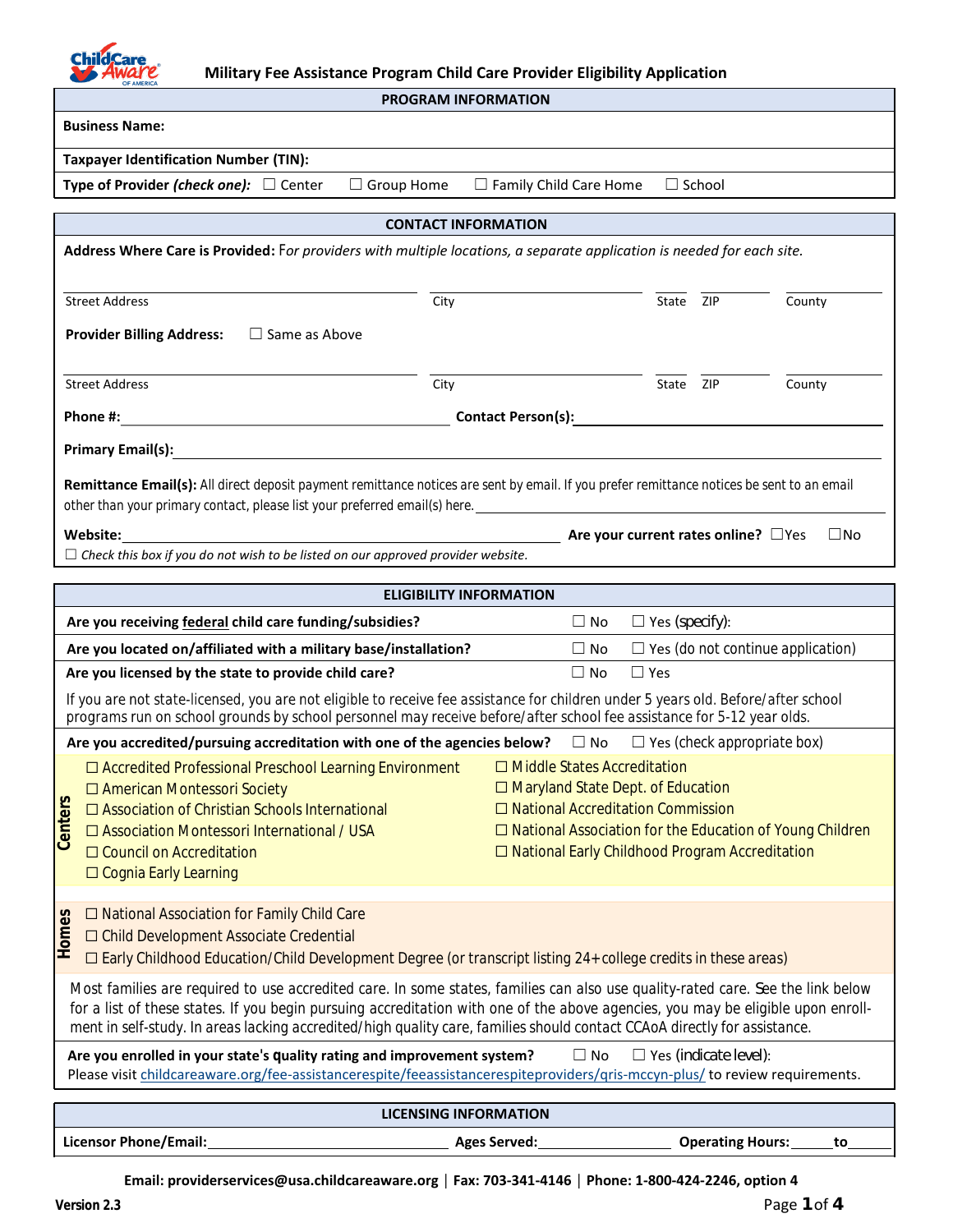# Military Fee Assistance Program Child Care Provider Eligibility Application

## PROGRAM INFORMATION

**Business Name:**

**Taxpayer Identification Number (TIN):**

**Type of Provider *(check one)*:** ☐ Center ☐ Group Home ☐ Family Child Care Home ☐ School

## CONTACT INFORMATION

**Address Where Care is Provided:** F*or providers with multiple locations, a separate application is needed for each site.*

Street Address ____ City ____ State ____ ZIP ____ County ____

**Provider Billing Address:** ☐ Same as Above

Street Address ____ City ____ State ____ ZIP ____ County ____

**Phone #:** ____ **Contact Person(s):** ____

**Primary Email(s):** ____

**Remittance Email(s):** All direct deposit payment remittance notices are sent by email. If you prefer remittance notices be sent to an email other than your primary contact, please list your preferred email(s) here. ____

**Website:** ____ **Are your current rates online?** ☐Yes ☐No

☐ *Check this box if you do not wish to be listed on our approved provider website.*

## ELIGIBILITY INFORMATION

| | | |
|---|---|---|
| **Are you receiving federal child care funding/subsidies?** | ☐ No | ☐ Yes (specify): |
| **Are you located on/affiliated with a military base/installation?** | ☐ No | ☐ Yes (do not continue application) |
| **Are you licensed by the state to provide child care?** | ☐ No | ☐ Yes |

If you are not state-licensed, you are not eligible to receive fee assistance for children under 5 years old. Before/after school programs run on school grounds by school personnel may receive before/after school fee assistance for 5-12 year olds.

**Are you accredited/pursuing accreditation with one of the agencies below?** ☐ No ☐ Yes (check appropriate box)

**Centers**

- ☐ Accredited Professional Preschool Learning Environment
- ☐ American Montessori Society
- ☐ Association of Christian Schools International
- ☐ Association Montessori International / USA
- ☐ Council on Accreditation
- ☐ Cognia Early Learning
- ☐ Middle States Accreditation
- ☐ Maryland State Dept. of Education
- ☐ National Accreditation Commission
- ☐ National Association for the Education of Young Children
- ☐ National Early Childhood Program Accreditation

**Homes**

- ☐ National Association for Family Child Care
- ☐ Child Development Associate Credential
- ☐ Early Childhood Education/Child Development Degree (or transcript listing 24+ college credits in these areas)

Most families are required to use accredited care. In some states, families can also use quality-rated care. See the link below for a list of these states. If you begin pursuing accreditation with one of the above agencies, you may be eligible upon enrollment in self-study. In areas lacking accredited/high quality care, families should contact CCAoA directly for assistance.

**Are you enrolled in your state's quality rating and improvement system?** ☐ No ☐ Yes (indicate level):

Please visit childcareaware.org/fee-assistancerespite/feeassistancerespiteproviders/qris-mccyn-plus/ to review requirements.

## LICENSING INFORMATION

**Licensor Phone/Email:** ____ **Ages Served:** ____ **Operating Hours:** ____ to ____

**Email: providerservices@usa.childcareaware.org | Fax: 703-341-4146 | Phone: 1-800-424-2246, option 4**

**Version 2.3**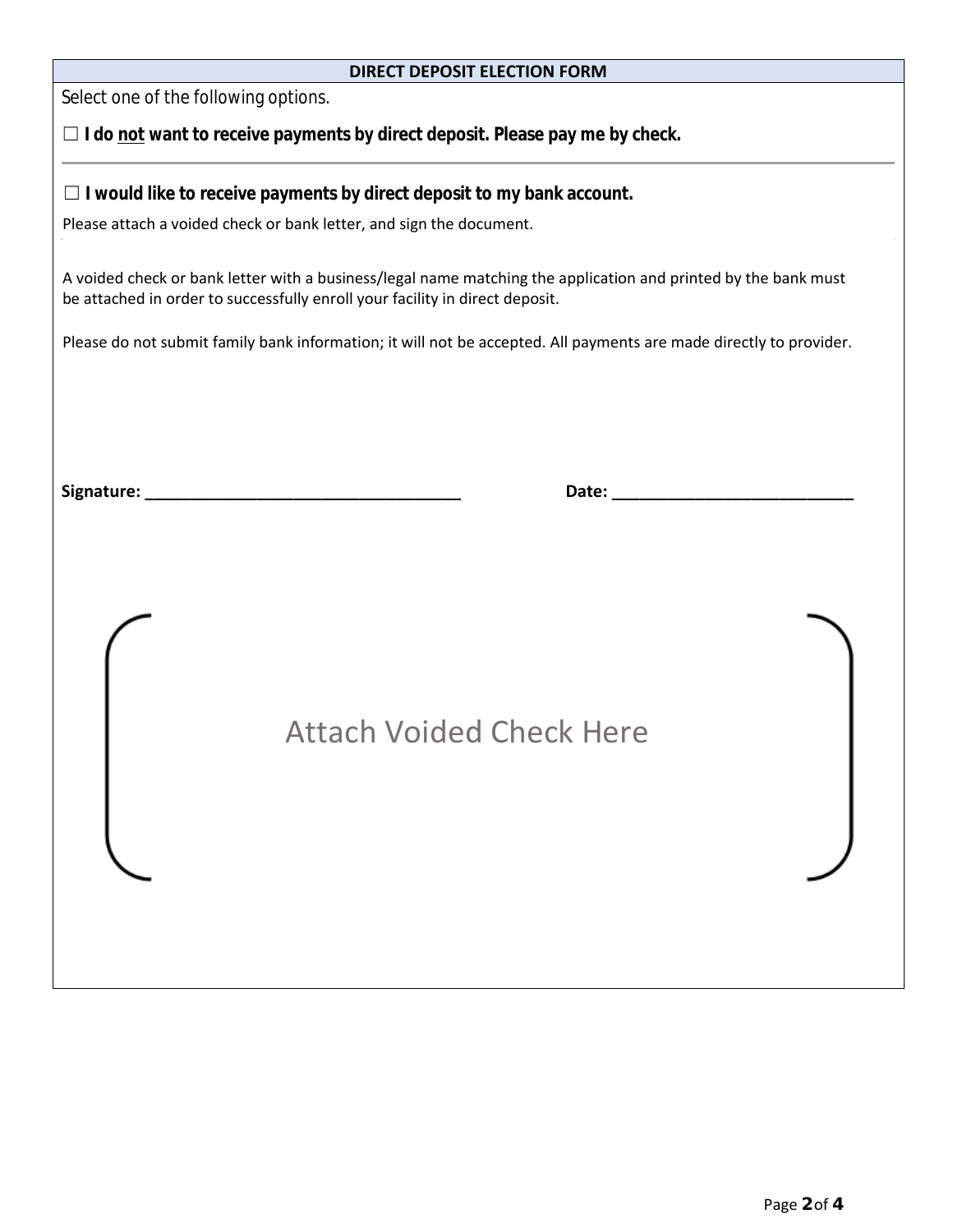## DIRECT DEPOSIT ELECTION FORM

Select one of the following options.

☐ **I do not want to receive payments by direct deposit. Please pay me by check.**

---

☐ **I would like to receive payments by direct deposit to my bank account.**

Please attach a voided check or bank letter, and sign the document.

A voided check or bank letter with a business/legal name matching the application and printed by the bank must be attached in order to successfully enroll your facility in direct deposit.

Please do not submit family bank information; it will not be accepted. All payments are made directly to provider.

**Signature:** ___________________________________ **Date:** ___________________________

Attach Voided Check Here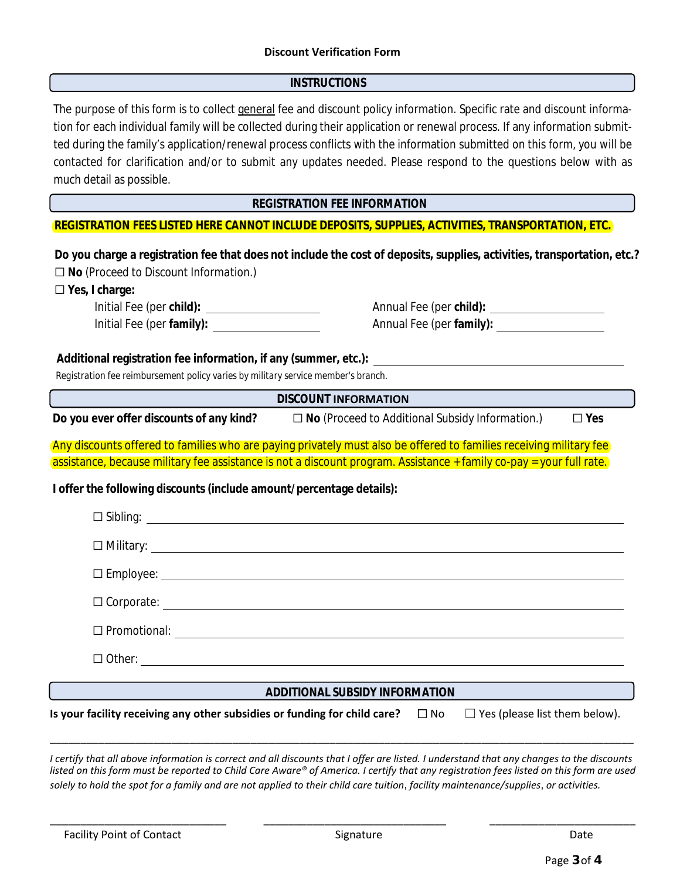# Discount Verification Form

## INSTRUCTIONS

The purpose of this form is to collect general fee and discount policy information. Specific rate and discount information for each individual family will be collected during their application or renewal process. If any information submitted during the family's application/renewal process conflicts with the information submitted on this form, you will be contacted for clarification and/or to submit any updates needed. Please respond to the questions below with as much detail as possible.

## REGISTRATION FEE INFORMATION

**REGISTRATION FEES LISTED HERE CANNOT INCLUDE DEPOSITS, SUPPLIES, ACTIVITIES, TRANSPORTATION, ETC.**

**Do you charge a registration fee that does not include the cost of deposits, supplies, activities, transportation, etc.?**

☐ **No** (Proceed to Discount Information.)

☐ **Yes, I charge:**

Initial Fee (per **child**): ____________ Annual Fee (per **child**): ____________

Initial Fee (per **family**): ____________ Annual Fee (per **family**): ____________

**Additional registration fee information, if any (summer, etc.):** ____________

Registration fee reimbursement policy varies by military service member's branch.

## DISCOUNT INFORMATION

**Do you ever offer discounts of any kind?** ☐ **No** (Proceed to Additional Subsidy Information.) ☐ **Yes**

Any discounts offered to families who are paying privately must also be offered to families receiving military fee assistance, because military fee assistance is not a discount program. Assistance + family co-pay = your full rate.

**I offer the following discounts (include amount/percentage details):**

☐ Sibling: ____________

☐ Military: ____________

☐ Employee: ____________

☐ Corporate: ____________

☐ Promotional: ____________

☐ Other: ____________

## ADDITIONAL SUBSIDY INFORMATION

**Is your facility receiving any other subsidies or funding for child care?** ☐ No ☐ Yes (please list them below).

____________

*I certify that all above information is correct and all discounts that I offer are listed. I understand that any changes to the discounts listed on this form must be reported to Child Care Aware® of America. I certify that any registration fees listed on this form are used solely to hold the spot for a family and are not applied to their child care tuition, facility maintenance/supplies, or activities.*

____________ ____________ ____________

Facility Point of Contact Signature Date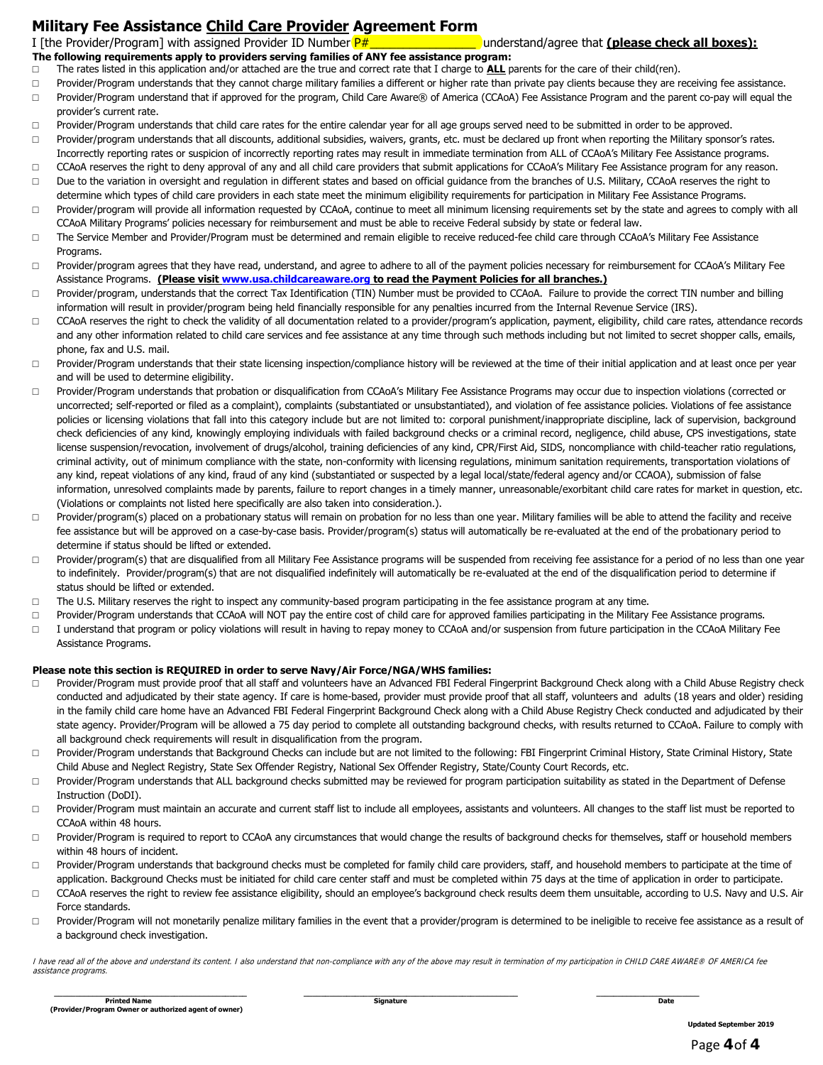# Military Fee Assistance Child Care Provider Agreement Form

I [the Provider/Program] with assigned Provider ID Number P#_______________ understand/agree that **(please check all boxes):**

**The following requirements apply to providers serving families of ANY fee assistance program:**

- □ The rates listed in this application and/or attached are the true and correct rate that I charge to **ALL** parents for the care of their child(ren).
- □ Provider/Program understands that they cannot charge military families a different or higher rate than private pay clients because they are receiving fee assistance.
- □ Provider/Program understand that if approved for the program, Child Care Aware® of America (CCAoA) Fee Assistance Program and the parent co-pay will equal the provider's current rate.
- □ Provider/Program understands that child care rates for the entire calendar year for all age groups served need to be submitted in order to be approved.
- □ Provider/program understands that all discounts, additional subsidies, waivers, grants, etc. must be declared up front when reporting the Military sponsor's rates. Incorrectly reporting rates or suspicion of incorrectly reporting rates may result in immediate termination from ALL of CCAoA's Military Fee Assistance programs.
- □ CCAoA reserves the right to deny approval of any and all child care providers that submit applications for CCAoA's Military Fee Assistance program for any reason.
- □ Due to the variation in oversight and regulation in different states and based on official guidance from the branches of U.S. Military, CCAoA reserves the right to determine which types of child care providers in each state meet the minimum eligibility requirements for participation in Military Fee Assistance Programs.
- □ Provider/program will provide all information requested by CCAoA, continue to meet all minimum licensing requirements set by the state and agrees to comply with all CCAoA Military Programs' policies necessary for reimbursement and must be able to receive Federal subsidy by state or federal law.
- □ The Service Member and Provider/Program must be determined and remain eligible to receive reduced-fee child care through CCAoA's Military Fee Assistance Programs.
- □ Provider/program agrees that they have read, understand, and agree to adhere to all of the payment policies necessary for reimbursement for CCAoA's Military Fee Assistance Programs. **(Please visit www.usa.childcareaware.org to read the Payment Policies for all branches.)**
- □ Provider/program, understands that the correct Tax Identification (TIN) Number must be provided to CCAoA. Failure to provide the correct TIN number and billing information will result in provider/program being held financially responsible for any penalties incurred from the Internal Revenue Service (IRS).
- □ CCAoA reserves the right to check the validity of all documentation related to a provider/program's application, payment, eligibility, child care rates, attendance records and any other information related to child care services and fee assistance at any time through such methods including but not limited to secret shopper calls, emails, phone, fax and U.S. mail.
- □ Provider/Program understands that their state licensing inspection/compliance history will be reviewed at the time of their initial application and at least once per year and will be used to determine eligibility.
- □ Provider/Program understands that probation or disqualification from CCAoA's Military Fee Assistance Programs may occur due to inspection violations (corrected or uncorrected; self-reported or filed as a complaint), complaints (substantiated or unsubstantiated), and violation of fee assistance policies. Violations of fee assistance policies or licensing violations that fall into this category include but are not limited to: corporal punishment/inappropriate discipline, lack of supervision, background check deficiencies of any kind, knowingly employing individuals with failed background checks or a criminal record, negligence, child abuse, CPS investigations, state license suspension/revocation, involvement of drugs/alcohol, training deficiencies of any kind, CPR/First Aid, SIDS, noncompliance with child-teacher ratio regulations, criminal activity, out of minimum compliance with the state, non-conformity with licensing regulations, minimum sanitation requirements, transportation violations of any kind, repeat violations of any kind, fraud of any kind (substantiated or suspected by a legal local/state/federal agency and/or CCAOA), submission of false information, unresolved complaints made by parents, failure to report changes in a timely manner, unreasonable/exorbitant child care rates for market in question, etc. (Violations or complaints not listed here specifically are also taken into consideration.).
- □ Provider/program(s) placed on a probationary status will remain on probation for no less than one year. Military families will be able to attend the facility and receive fee assistance but will be approved on a case-by-case basis. Provider/program(s) status will automatically be re-evaluated at the end of the probationary period to determine if status should be lifted or extended.
- □ Provider/program(s) that are disqualified from all Military Fee Assistance programs will be suspended from receiving fee assistance for a period of no less than one year to indefinitely. Provider/program(s) that are not disqualified indefinitely will automatically be re-evaluated at the end of the disqualification period to determine if status should be lifted or extended.
- □ The U.S. Military reserves the right to inspect any community-based program participating in the fee assistance program at any time.
- □ Provider/Program understands that CCAoA will NOT pay the entire cost of child care for approved families participating in the Military Fee Assistance programs.
- □ I understand that program or policy violations will result in having to repay money to CCAoA and/or suspension from future participation in the CCAoA Military Fee Assistance Programs.

**Please note this section is REQUIRED in order to serve Navy/Air Force/NGA/WHS families:**

- □ Provider/Program must provide proof that all staff and volunteers have an Advanced FBI Federal Fingerprint Background Check along with a Child Abuse Registry check conducted and adjudicated by their state agency. If care is home-based, provider must provide proof that all staff, volunteers and adults (18 years and older) residing in the family child care home have an Advanced FBI Federal Fingerprint Background Check along with a Child Abuse Registry Check conducted and adjudicated by their state agency. Provider/Program will be allowed a 75 day period to complete all outstanding background checks, with results returned to CCAoA. Failure to comply with all background check requirements will result in disqualification from the program.
- □ Provider/Program understands that Background Checks can include but are not limited to the following: FBI Fingerprint Criminal History, State Criminal History, State Child Abuse and Neglect Registry, State Sex Offender Registry, National Sex Offender Registry, State/County Court Records, etc.
- □ Provider/Program understands that ALL background checks submitted may be reviewed for program participation suitability as stated in the Department of Defense Instruction (DoDI).
- □ Provider/Program must maintain an accurate and current staff list to include all employees, assistants and volunteers. All changes to the staff list must be reported to CCAoA within 48 hours.
- □ Provider/Program is required to report to CCAoA any circumstances that would change the results of background checks for themselves, staff or household members within 48 hours of incident.
- □ Provider/Program understands that background checks must be completed for family child care providers, staff, and household members to participate at the time of application. Background Checks must be initiated for child care center staff and must be completed within 75 days at the time of application in order to participate.
- □ CCAoA reserves the right to review fee assistance eligibility, should an employee's background check results deem them unsuitable, according to U.S. Navy and U.S. Air Force standards.
- □ Provider/Program will not monetarily penalize military families in the event that a provider/program is determined to be ineligible to receive fee assistance as a result of a background check investigation.

*I have read all of the above and understand its content. I also understand that non-compliance with any of the above may result in termination of my participation in CHILD CARE AWARE® OF AMERICA fee assistance programs.*

| | | |
|---|---|---|
| ______________________________ | ______________________________ | ________________ |
| **Printed Name (Provider/Program Owner or authorized agent of owner)** | **Signature** | **Date** |

**Updated September 2019**